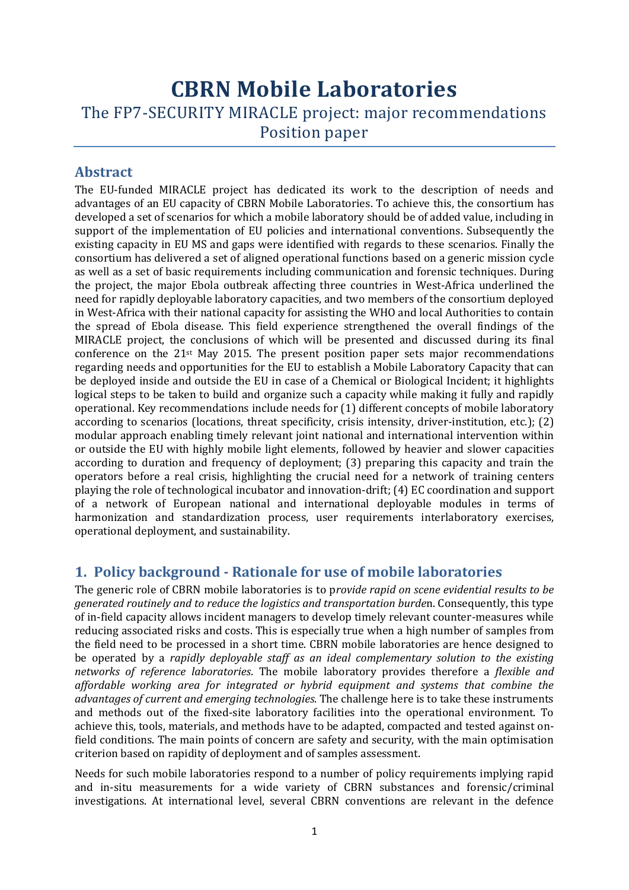# CBRN Mobile Laboratories

The FP7-SECURITY MIRACLE project: major recommendations
Position paper

## Abstract

The EU-funded MIRACLE project has dedicated its work to the description of needs and advantages of an EU capacity of CBRN Mobile Laboratories. To achieve this, the consortium has developed a set of scenarios for which a mobile laboratory should be of added value, including in support of the implementation of EU policies and international conventions. Subsequently the existing capacity in EU MS and gaps were identified with regards to these scenarios. Finally the consortium has delivered a set of aligned operational functions based on a generic mission cycle as well as a set of basic requirements including communication and forensic techniques. During the project, the major Ebola outbreak affecting three countries in West-Africa underlined the need for rapidly deployable laboratory capacities, and two members of the consortium deployed in West-Africa with their national capacity for assisting the WHO and local Authorities to contain the spread of Ebola disease. This field experience strengthened the overall findings of the MIRACLE project, the conclusions of which will be presented and discussed during its final conference on the 21st May 2015. The present position paper sets major recommendations regarding needs and opportunities for the EU to establish a Mobile Laboratory Capacity that can be deployed inside and outside the EU in case of a Chemical or Biological Incident; it highlights logical steps to be taken to build and organize such a capacity while making it fully and rapidly operational. Key recommendations include needs for (1) different concepts of mobile laboratory according to scenarios (locations, threat specificity, crisis intensity, driver-institution, etc.); (2) modular approach enabling timely relevant joint national and international intervention within or outside the EU with highly mobile light elements, followed by heavier and slower capacities according to duration and frequency of deployment; (3) preparing this capacity and train the operators before a real crisis, highlighting the crucial need for a network of training centers playing the role of technological incubator and innovation-drift; (4) EC coordination and support of a network of European national and international deployable modules in terms of harmonization and standardization process, user requirements interlaboratory exercises, operational deployment, and sustainability.

## 1. Policy background - Rationale for use of mobile laboratories

The generic role of CBRN mobile laboratories is to p*rovide rapid on scene evidential results to be generated routinely and to reduce the logistics and transportation burde*n. Consequently, this type of in-field capacity allows incident managers to develop timely relevant counter-measures while reducing associated risks and costs. This is especially true when a high number of samples from the field need to be processed in a short time. CBRN mobile laboratories are hence designed to be operated by a *rapidly deployable staff as an ideal complementary solution to the existing networks of reference laboratories*. The mobile laboratory provides therefore a *flexible and affordable working area for integrated or hybrid equipment and systems that combine the advantages of current and emerging technologies.* The challenge here is to take these instruments and methods out of the fixed-site laboratory facilities into the operational environment. To achieve this, tools, materials, and methods have to be adapted, compacted and tested against on-field conditions. The main points of concern are safety and security, with the main optimisation criterion based on rapidity of deployment and of samples assessment.

Needs for such mobile laboratories respond to a number of policy requirements implying rapid and in-situ measurements for a wide variety of CBRN substances and forensic/criminal investigations. At international level, several CBRN conventions are relevant in the defence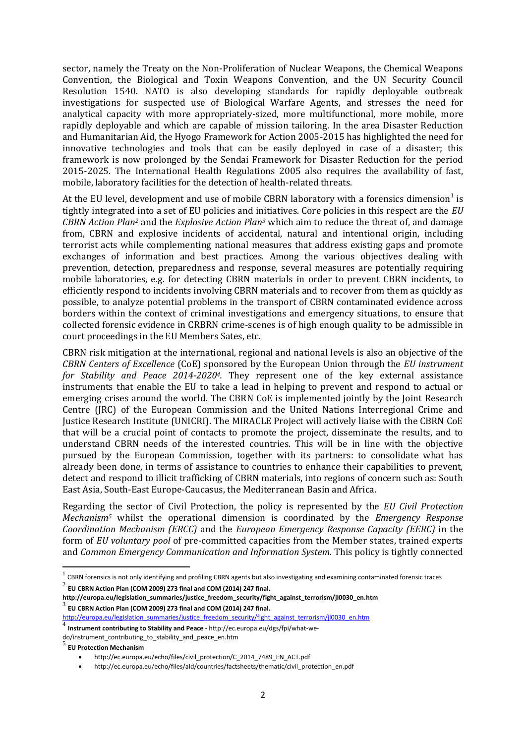sector, namely the Treaty on the Non-Proliferation of Nuclear Weapons, the Chemical Weapons Convention, the Biological and Toxin Weapons Convention, and the UN Security Council Resolution 1540. NATO is also developing standards for rapidly deployable outbreak investigations for suspected use of Biological Warfare Agents, and stresses the need for analytical capacity with more appropriately-sized, more multifunctional, more mobile, more rapidly deployable and which are capable of mission tailoring. In the area Disaster Reduction and Humanitarian Aid, the Hyogo Framework for Action 2005-2015 has highlighted the need for innovative technologies and tools that can be easily deployed in case of a disaster; this framework is now prolonged by the Sendai Framework for Disaster Reduction for the period 2015-2025. The International Health Regulations 2005 also requires the availability of fast, mobile, laboratory facilities for the detection of health-related threats.

At the EU level, development and use of mobile CBRN laboratory with a forensics dimension[1] is tightly integrated into a set of EU policies and initiatives. Core policies in this respect are the *EU CBRN Action Plan*[2] and the *Explosive Action Plan*[3] which aim to reduce the threat of, and damage from, CBRN and explosive incidents of accidental, natural and intentional origin, including terrorist acts while complementing national measures that address existing gaps and promote exchanges of information and best practices. Among the various objectives dealing with prevention, detection, preparedness and response, several measures are potentially requiring mobile laboratories, e.g. for detecting CBRN materials in order to prevent CBRN incidents, to efficiently respond to incidents involving CBRN materials and to recover from them as quickly as possible, to analyze potential problems in the transport of CBRN contaminated evidence across borders within the context of criminal investigations and emergency situations, to ensure that collected forensic evidence in CRBRN crime-scenes is of high enough quality to be admissible in court proceedings in the EU Members Sates, etc.

CBRN risk mitigation at the international, regional and national levels is also an objective of the *CBRN Centers of Excellence* (CoE) sponsored by the European Union through the *EU instrument for Stability and Peace 2014-2020*[4]. They represent one of the key external assistance instruments that enable the EU to take a lead in helping to prevent and respond to actual or emerging crises around the world. The CBRN CoE is implemented jointly by the Joint Research Centre (JRC) of the European Commission and the United Nations Interregional Crime and Justice Research Institute (UNICRI). The MIRACLE Project will actively liaise with the CBRN CoE that will be a crucial point of contacts to promote the project, disseminate the results, and to understand CBRN needs of the interested countries. This will be in line with the objective pursued by the European Commission, together with its partners: to consolidate what has already been done, in terms of assistance to countries to enhance their capabilities to prevent, detect and respond to illicit trafficking of CBRN materials, into regions of concern such as: South East Asia, South-East Europe-Caucasus, the Mediterranean Basin and Africa.

Regarding the sector of Civil Protection, the policy is represented by the *EU Civil Protection Mechanism*[5] whilst the operational dimension is coordinated by the *Emergency Response Coordination Mechanism (ERCC)* and the *European Emergency Response Capacity (EERC)* in the form of *EU voluntary pool* of pre-committed capacities from the Member states, trained experts and *Common Emergency Communication and Information System*. This policy is tightly connected

---

[1] CBRN forensics is not only identifying and profiling CBRN agents but also investigating and examining contaminated forensic traces

[2] **EU CBRN Action Plan (COM 2009) 273 final and COM (2014) 247 final.**
**http://europa.eu/legislation_summaries/justice_freedom_security/fight_against_terrorism/jl0030_en.htm**

[3] **EU CBRN Action Plan (COM 2009) 273 final and COM (2014) 247 final.**
http://europa.eu/legislation_summaries/justice_freedom_security/fight_against_terrorism/jl0030_en.htm

[4] **Instrument contributing to Stability and Peace -** http://ec.europa.eu/dgs/fpi/what-we-do/instrument_contributing_to_stability_and_peace_en.htm

[5] **EU Protection Mechanism**

- http://ec.europa.eu/echo/files/civil_protection/C_2014_7489_EN_ACT.pdf
- http://ec.europa.eu/echo/files/aid/countries/factsheets/thematic/civil_protection_en.pdf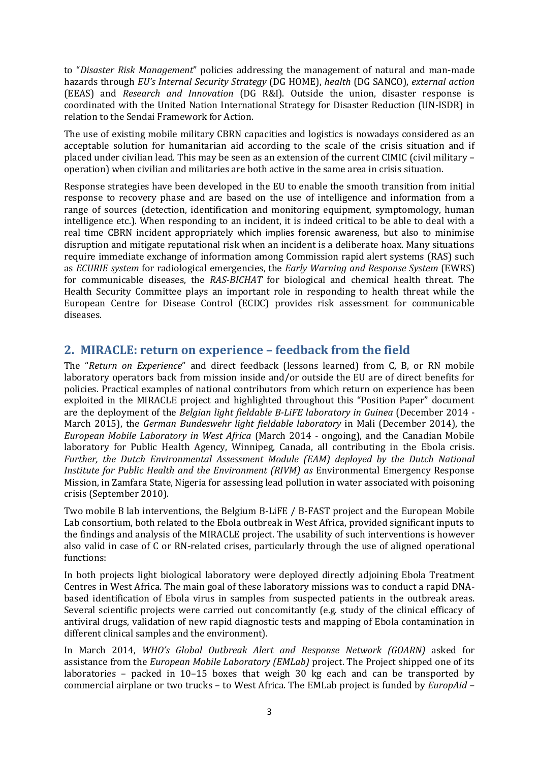to "*Disaster Risk Management*" policies addressing the management of natural and man-made hazards through *EU's Internal Security Strategy* (DG HOME), *health* (DG SANCO), *external action* (EEAS) and *Research and Innovation* (DG R&I). Outside the union, disaster response is coordinated with the United Nation International Strategy for Disaster Reduction (UN-ISDR) in relation to the Sendai Framework for Action.

The use of existing mobile military CBRN capacities and logistics is nowadays considered as an acceptable solution for humanitarian aid according to the scale of the crisis situation and if placed under civilian lead. This may be seen as an extension of the current CIMIC (civil military – operation) when civilian and militaries are both active in the same area in crisis situation.

Response strategies have been developed in the EU to enable the smooth transition from initial response to recovery phase and are based on the use of intelligence and information from a range of sources (detection, identification and monitoring equipment, symptomology, human intelligence etc.). When responding to an incident, it is indeed critical to be able to deal with a real time CBRN incident appropriately which implies forensic awareness, but also to minimise disruption and mitigate reputational risk when an incident is a deliberate hoax. Many situations require immediate exchange of information among Commission rapid alert systems (RAS) such as *ECURIE system* for radiological emergencies, the *Early Warning and Response System* (EWRS) for communicable diseases, the *RAS-BICHAT* for biological and chemical health threat. The Health Security Committee plays an important role in responding to health threat while the European Centre for Disease Control (ECDC) provides risk assessment for communicable diseases.

## 2. MIRACLE: return on experience – feedback from the field

The "*Return on Experience*" and direct feedback (lessons learned) from C, B, or RN mobile laboratory operators back from mission inside and/or outside the EU are of direct benefits for policies. Practical examples of national contributors from which return on experience has been exploited in the MIRACLE project and highlighted throughout this "Position Paper" document are the deployment of the *Belgian light fieldable B-LiFE laboratory in Guinea* (December 2014 - March 2015), the *German Bundeswehr light fieldable laboratory* in Mali (December 2014), the *European Mobile Laboratory in West Africa* (March 2014 - ongoing), and the Canadian Mobile laboratory for Public Health Agency, Winnipeg, Canada, all contributing in the Ebola crisis. *Further, the Dutch Environmental Assessment Module (EAM) deployed by the Dutch National Institute for Public Health and the Environment (RIVM) as* Environmental Emergency Response Mission, in Zamfara State, Nigeria for assessing lead pollution in water associated with poisoning crisis (September 2010).

Two mobile B lab interventions, the Belgium B-LiFE / B-FAST project and the European Mobile Lab consortium, both related to the Ebola outbreak in West Africa, provided significant inputs to the findings and analysis of the MIRACLE project. The usability of such interventions is however also valid in case of C or RN-related crises, particularly through the use of aligned operational functions:

In both projects light biological laboratory were deployed directly adjoining Ebola Treatment Centres in West Africa. The main goal of these laboratory missions was to conduct a rapid DNA-based identification of Ebola virus in samples from suspected patients in the outbreak areas. Several scientific projects were carried out concomitantly (e.g. study of the clinical efficacy of antiviral drugs, validation of new rapid diagnostic tests and mapping of Ebola contamination in different clinical samples and the environment).

In March 2014, *WHO's Global Outbreak Alert and Response Network (GOARN)* asked for assistance from the *European Mobile Laboratory (EMLab)* project. The Project shipped one of its laboratories – packed in 10–15 boxes that weigh 30 kg each and can be transported by commercial airplane or two trucks – to West Africa. The EMLab project is funded by *EuropAid* –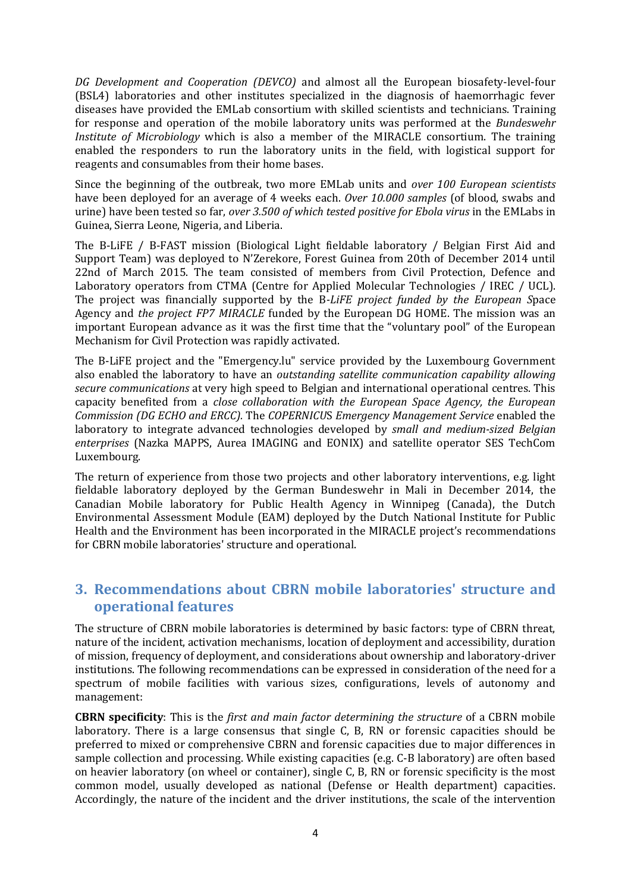*DG Development and Cooperation (DEVCO)* and almost all the European biosafety-level-four (BSL4) laboratories and other institutes specialized in the diagnosis of haemorrhagic fever diseases have provided the EMLab consortium with skilled scientists and technicians. Training for response and operation of the mobile laboratory units was performed at the *Bundeswehr Institute of Microbiology* which is also a member of the MIRACLE consortium. The training enabled the responders to run the laboratory units in the field, with logistical support for reagents and consumables from their home bases.

Since the beginning of the outbreak, two more EMLab units and *over 100 European scientists* have been deployed for an average of 4 weeks each. *Over 10.000 samples* (of blood, swabs and urine) have been tested so far, *over 3.500 of which tested positive for Ebola virus* in the EMLabs in Guinea, Sierra Leone, Nigeria, and Liberia.

The B-LiFE / B-FAST mission (Biological Light fieldable laboratory / Belgian First Aid and Support Team) was deployed to N'Zerekore, Forest Guinea from 20th of December 2014 until 22nd of March 2015. The team consisted of members from Civil Protection, Defence and Laboratory operators from CTMA (Centre for Applied Molecular Technologies / IREC / UCL). The project was financially supported by the B-*LiFE project funded by the European S*pace Agency and *the project FP7 MIRACLE* funded by the European DG HOME. The mission was an important European advance as it was the first time that the "voluntary pool" of the European Mechanism for Civil Protection was rapidly activated.

The B-LiFE project and the "Emergency.lu" service provided by the Luxembourg Government also enabled the laboratory to have an *outstanding satellite communication capability allowing secure communications* at very high speed to Belgian and international operational centres. This capacity benefited from a *close collaboration with the European Space Agency, the European Commission (DG ECHO and ERCC).* The *COPERNICUS Emergency Management Service* enabled the laboratory to integrate advanced technologies developed by *small and medium-sized Belgian enterprises* (Nazka MAPPS, Aurea IMAGING and EONIX) and satellite operator SES TechCom Luxembourg.

The return of experience from those two projects and other laboratory interventions, e.g. light fieldable laboratory deployed by the German Bundeswehr in Mali in December 2014, the Canadian Mobile laboratory for Public Health Agency in Winnipeg (Canada), the Dutch Environmental Assessment Module (EAM) deployed by the Dutch National Institute for Public Health and the Environment has been incorporated in the MIRACLE project's recommendations for CBRN mobile laboratories' structure and operational.

## 3. Recommendations about CBRN mobile laboratories' structure and operational features

The structure of CBRN mobile laboratories is determined by basic factors: type of CBRN threat, nature of the incident, activation mechanisms, location of deployment and accessibility, duration of mission, frequency of deployment, and considerations about ownership and laboratory-driver institutions. The following recommendations can be expressed in consideration of the need for a spectrum of mobile facilities with various sizes, configurations, levels of autonomy and management:

**CBRN specificity**: This is the *first and main factor determining the structure* of a CBRN mobile laboratory. There is a large consensus that single C, B, RN or forensic capacities should be preferred to mixed or comprehensive CBRN and forensic capacities due to major differences in sample collection and processing. While existing capacities (e.g. C-B laboratory) are often based on heavier laboratory (on wheel or container), single C, B, RN or forensic specificity is the most common model, usually developed as national (Defense or Health department) capacities. Accordingly, the nature of the incident and the driver institutions, the scale of the intervention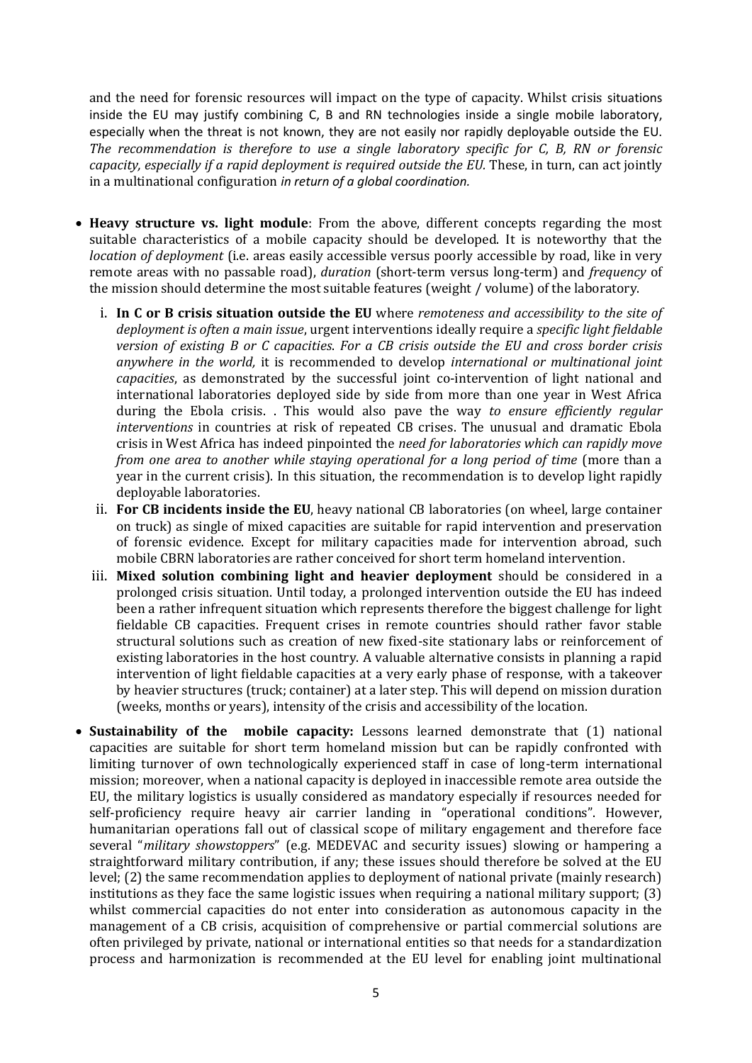and the need for forensic resources will impact on the type of capacity. Whilst crisis situations inside the EU may justify combining C, B and RN technologies inside a single mobile laboratory, especially when the threat is not known, they are not easily nor rapidly deployable outside the EU. *The recommendation is therefore to use a single laboratory specific for C, B, RN or forensic capacity, especially if a rapid deployment is required outside the EU.* These, in turn, can act jointly in a multinational configuration *in return of a global coordination.*

- **Heavy structure vs. light module**: From the above, different concepts regarding the most suitable characteristics of a mobile capacity should be developed. It is noteworthy that the *location of deployment* (i.e. areas easily accessible versus poorly accessible by road, like in very remote areas with no passable road), *duration* (short-term versus long-term) and *frequency* of the mission should determine the most suitable features (weight / volume) of the laboratory.
    1. **In C or B crisis situation outside the EU** where *remoteness and accessibility to the site of deployment is often a main issue*, urgent interventions ideally require a *specific light fieldable version of existing B or C capacities*. *For a CB crisis outside the EU and cross border crisis anywhere in the world,* it is recommended to develop *international or multinational joint capacities*, as demonstrated by the successful joint co-intervention of light national and international laboratories deployed side by side from more than one year in West Africa during the Ebola crisis. . This would also pave the way *to ensure efficiently regular interventions* in countries at risk of repeated CB crises. The unusual and dramatic Ebola crisis in West Africa has indeed pinpointed the *need for laboratories which can rapidly move from one area to another while staying operational for a long period of time* (more than a year in the current crisis). In this situation, the recommendation is to develop light rapidly deployable laboratories.
    2. **For CB incidents inside the EU**, heavy national CB laboratories (on wheel, large container on truck) as single of mixed capacities are suitable for rapid intervention and preservation of forensic evidence. Except for military capacities made for intervention abroad, such mobile CBRN laboratories are rather conceived for short term homeland intervention.
    3. **Mixed solution combining light and heavier deployment** should be considered in a prolonged crisis situation. Until today, a prolonged intervention outside the EU has indeed been a rather infrequent situation which represents therefore the biggest challenge for light fieldable CB capacities. Frequent crises in remote countries should rather favor stable structural solutions such as creation of new fixed-site stationary labs or reinforcement of existing laboratories in the host country. A valuable alternative consists in planning a rapid intervention of light fieldable capacities at a very early phase of response, with a takeover by heavier structures (truck; container) at a later step. This will depend on mission duration (weeks, months or years), intensity of the crisis and accessibility of the location.
- **Sustainability of the mobile capacity:** Lessons learned demonstrate that (1) national capacities are suitable for short term homeland mission but can be rapidly confronted with limiting turnover of own technologically experienced staff in case of long-term international mission; moreover, when a national capacity is deployed in inaccessible remote area outside the EU, the military logistics is usually considered as mandatory especially if resources needed for self-proficiency require heavy air carrier landing in "operational conditions". However, humanitarian operations fall out of classical scope of military engagement and therefore face several "*military showstoppers*" (e.g. MEDEVAC and security issues) slowing or hampering a straightforward military contribution, if any; these issues should therefore be solved at the EU level; (2) the same recommendation applies to deployment of national private (mainly research) institutions as they face the same logistic issues when requiring a national military support; (3) whilst commercial capacities do not enter into consideration as autonomous capacity in the management of a CB crisis, acquisition of comprehensive or partial commercial solutions are often privileged by private, national or international entities so that needs for a standardization process and harmonization is recommended at the EU level for enabling joint multinational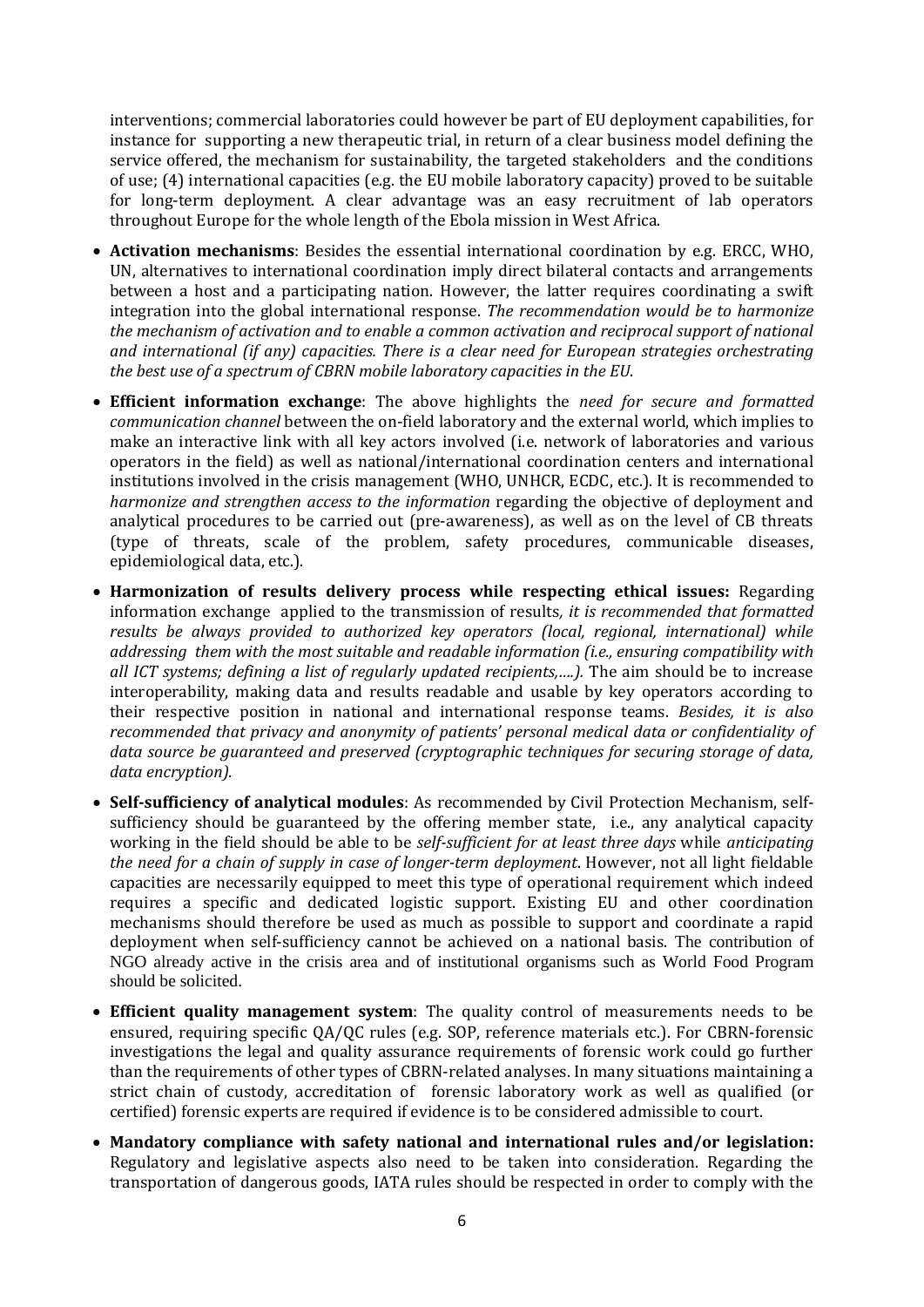interventions; commercial laboratories could however be part of EU deployment capabilities, for instance for supporting a new therapeutic trial, in return of a clear business model defining the service offered, the mechanism for sustainability, the targeted stakeholders and the conditions of use; (4) international capacities (e.g. the EU mobile laboratory capacity) proved to be suitable for long-term deployment. A clear advantage was an easy recruitment of lab operators throughout Europe for the whole length of the Ebola mission in West Africa.

- **Activation mechanisms**: Besides the essential international coordination by e.g. ERCC, WHO, UN, alternatives to international coordination imply direct bilateral contacts and arrangements between a host and a participating nation. However, the latter requires coordinating a swift integration into the global international response. *The recommendation would be to harmonize the mechanism of activation and to enable a common activation and reciprocal support of national and international (if any) capacities. There is a clear need for European strategies orchestrating the best use of a spectrum of CBRN mobile laboratory capacities in the EU.*
- **Efficient information exchange**: The above highlights the *need for secure and formatted communication channel* between the on-field laboratory and the external world, which implies to make an interactive link with all key actors involved (i.e. network of laboratories and various operators in the field) as well as national/international coordination centers and international institutions involved in the crisis management (WHO, UNHCR, ECDC, etc.). It is recommended to *harmonize and strengthen access to the information* regarding the objective of deployment and analytical procedures to be carried out (pre-awareness), as well as on the level of CB threats (type of threats, scale of the problem, safety procedures, communicable diseases, epidemiological data, etc.).
- **Harmonization of results delivery process while respecting ethical issues:** Regarding information exchange applied to the transmission of results, *it is recommended that formatted results be always provided to authorized key operators (local, regional, international) while addressing them with the most suitable and readable information (i.e., ensuring compatibility with all ICT systems; defining a list of regularly updated recipients,….).* The aim should be to increase interoperability, making data and results readable and usable by key operators according to their respective position in national and international response teams. *Besides, it is also recommended that privacy and anonymity of patients' personal medical data or confidentiality of data source be guaranteed and preserved (cryptographic techniques for securing storage of data, data encryption).*
- **Self-sufficiency of analytical modules**: As recommended by Civil Protection Mechanism, self-sufficiency should be guaranteed by the offering member state, i.e., any analytical capacity working in the field should be able to be *self-sufficient for at least three days* while *anticipating the need for a chain of supply in case of longer-term deployment*. However, not all light fieldable capacities are necessarily equipped to meet this type of operational requirement which indeed requires a specific and dedicated logistic support. Existing EU and other coordination mechanisms should therefore be used as much as possible to support and coordinate a rapid deployment when self-sufficiency cannot be achieved on a national basis. The contribution of NGO already active in the crisis area and of institutional organisms such as World Food Program should be solicited.
- **Efficient quality management system**: The quality control of measurements needs to be ensured, requiring specific QA/QC rules (e.g. SOP, reference materials etc.). For CBRN-forensic investigations the legal and quality assurance requirements of forensic work could go further than the requirements of other types of CBRN-related analyses. In many situations maintaining a strict chain of custody, accreditation of forensic laboratory work as well as qualified (or certified) forensic experts are required if evidence is to be considered admissible to court.
- **Mandatory compliance with safety national and international rules and/or legislation:** Regulatory and legislative aspects also need to be taken into consideration. Regarding the transportation of dangerous goods, IATA rules should be respected in order to comply with the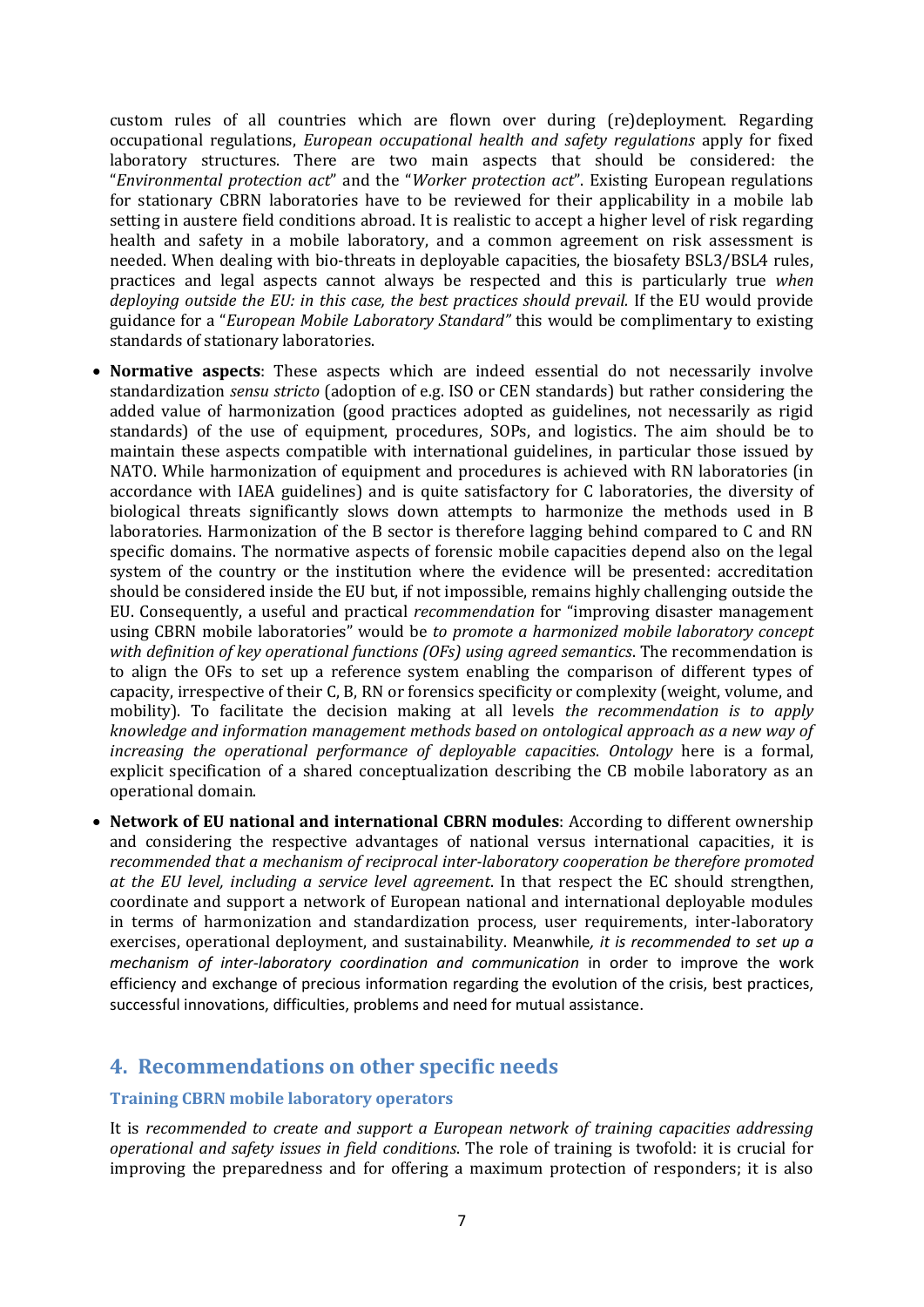custom rules of all countries which are flown over during (re)deployment. Regarding occupational regulations, *European occupational health and safety regulations* apply for fixed laboratory structures. There are two main aspects that should be considered: the "*Environmental protection act*" and the "*Worker protection act*". Existing European regulations for stationary CBRN laboratories have to be reviewed for their applicability in a mobile lab setting in austere field conditions abroad. It is realistic to accept a higher level of risk regarding health and safety in a mobile laboratory, and a common agreement on risk assessment is needed. When dealing with bio-threats in deployable capacities, the biosafety BSL3/BSL4 rules, practices and legal aspects cannot always be respected and this is particularly true *when deploying outside the EU: in this case, the best practices should prevail.* If the EU would provide guidance for a "*European Mobile Laboratory Standard"* this would be complimentary to existing standards of stationary laboratories.

- **Normative aspects**: These aspects which are indeed essential do not necessarily involve standardization *sensu stricto* (adoption of e.g. ISO or CEN standards) but rather considering the added value of harmonization (good practices adopted as guidelines, not necessarily as rigid standards) of the use of equipment, procedures, SOPs, and logistics. The aim should be to maintain these aspects compatible with international guidelines, in particular those issued by NATO. While harmonization of equipment and procedures is achieved with RN laboratories (in accordance with IAEA guidelines) and is quite satisfactory for C laboratories, the diversity of biological threats significantly slows down attempts to harmonize the methods used in B laboratories. Harmonization of the B sector is therefore lagging behind compared to C and RN specific domains. The normative aspects of forensic mobile capacities depend also on the legal system of the country or the institution where the evidence will be presented: accreditation should be considered inside the EU but, if not impossible, remains highly challenging outside the EU. Consequently, a useful and practical *recommendation* for "improving disaster management using CBRN mobile laboratories" would be *to promote a harmonized mobile laboratory concept with definition of key operational functions (OFs) using agreed semantics*. The recommendation is to align the OFs to set up a reference system enabling the comparison of different types of capacity, irrespective of their C, B, RN or forensics specificity or complexity (weight, volume, and mobility). To facilitate the decision making at all levels *the recommendation is to apply knowledge and information management methods based on ontological approach as a new way of increasing the operational performance of deployable capacities*. *Ontology* here is a formal, explicit specification of a shared conceptualization describing the CB mobile laboratory as an operational domain.
- **Network of EU national and international CBRN modules**: According to different ownership and considering the respective advantages of national versus international capacities, it is *recommended that a mechanism of reciprocal inter-laboratory cooperation be therefore promoted at the EU level, including a service level agreement*. In that respect the EC should strengthen, coordinate and support a network of European national and international deployable modules in terms of harmonization and standardization process, user requirements, inter-laboratory exercises, operational deployment, and sustainability. Meanwhile*, it is recommended to set up a mechanism of inter-laboratory coordination and communication* in order to improve the work efficiency and exchange of precious information regarding the evolution of the crisis, best practices, successful innovations, difficulties, problems and need for mutual assistance.

## 4. Recommendations on other specific needs

### Training CBRN mobile laboratory operators

It is *recommended to create and support a European network of training capacities addressing operational and safety issues in field conditions*. The role of training is twofold: it is crucial for improving the preparedness and for offering a maximum protection of responders; it is also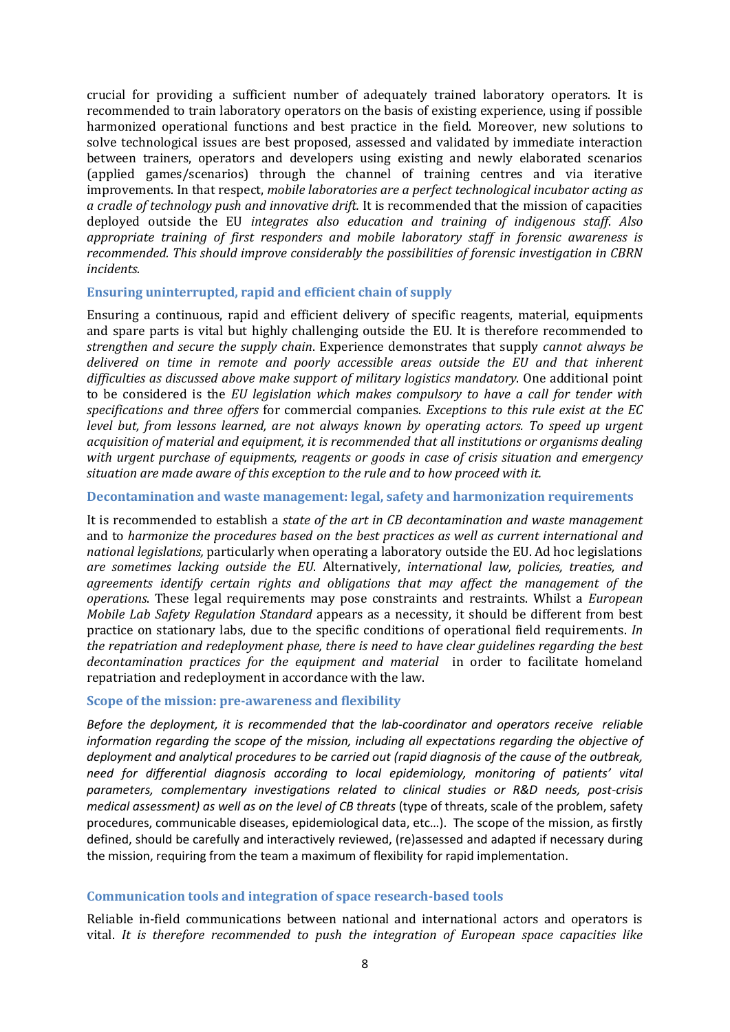crucial for providing a sufficient number of adequately trained laboratory operators. It is recommended to train laboratory operators on the basis of existing experience, using if possible harmonized operational functions and best practice in the field. Moreover, new solutions to solve technological issues are best proposed, assessed and validated by immediate interaction between trainers, operators and developers using existing and newly elaborated scenarios (applied games/scenarios) through the channel of training centres and via iterative improvements. In that respect, *mobile laboratories are a perfect technological incubator acting as a cradle of technology push and innovative drift.* It is recommended that the mission of capacities deployed outside the EU *integrates also education and training of indigenous staff. Also appropriate training of first responders and mobile laboratory staff in forensic awareness is recommended. This should improve considerably the possibilities of forensic investigation in CBRN incidents.*

### Ensuring uninterrupted, rapid and efficient chain of supply

Ensuring a continuous, rapid and efficient delivery of specific reagents, material, equipments and spare parts is vital but highly challenging outside the EU. It is therefore recommended to *strengthen and secure the supply chain*. Experience demonstrates that supply *cannot always be delivered on time in remote and poorly accessible areas outside the EU and that inherent difficulties as discussed above make support of military logistics mandatory*. One additional point to be considered is the *EU legislation which makes compulsory to have a call for tender with specifications and three offers* for commercial companies. *Exceptions to this rule exist at the EC level but, from lessons learned, are not always known by operating actors. To speed up urgent acquisition of material and equipment, it is recommended that all institutions or organisms dealing with urgent purchase of equipments, reagents or goods in case of crisis situation and emergency situation are made aware of this exception to the rule and to how proceed with it.*

### Decontamination and waste management: legal, safety and harmonization requirements

It is recommended to establish a *state of the art in CB decontamination and waste management* and to *harmonize the procedures based on the best practices as well as current international and national legislations,* particularly when operating a laboratory outside the EU. Ad hoc legislations *are sometimes lacking outside the EU*. Alternatively, *international law, policies, treaties, and agreements identify certain rights and obligations that may affect the management of the operations*. These legal requirements may pose constraints and restraints. Whilst a *European Mobile Lab Safety Regulation Standard* appears as a necessity, it should be different from best practice on stationary labs, due to the specific conditions of operational field requirements. *In the repatriation and redeployment phase, there is need to have clear guidelines regarding the best decontamination practices for the equipment and material* in order to facilitate homeland repatriation and redeployment in accordance with the law.

### Scope of the mission: pre-awareness and flexibility

*Before the deployment, it is recommended that the lab-coordinator and operators receive reliable information regarding the scope of the mission, including all expectations regarding the objective of deployment and analytical procedures to be carried out (rapid diagnosis of the cause of the outbreak, need for differential diagnosis according to local epidemiology, monitoring of patients' vital parameters, complementary investigations related to clinical studies or R&D needs, post-crisis medical assessment) as well as on the level of CB threats* (type of threats, scale of the problem, safety procedures, communicable diseases, epidemiological data, etc…). The scope of the mission, as firstly defined, should be carefully and interactively reviewed, (re)assessed and adapted if necessary during the mission, requiring from the team a maximum of flexibility for rapid implementation.

### Communication tools and integration of space research-based tools

Reliable in-field communications between national and international actors and operators is vital. *It is therefore recommended to push the integration of European space capacities like*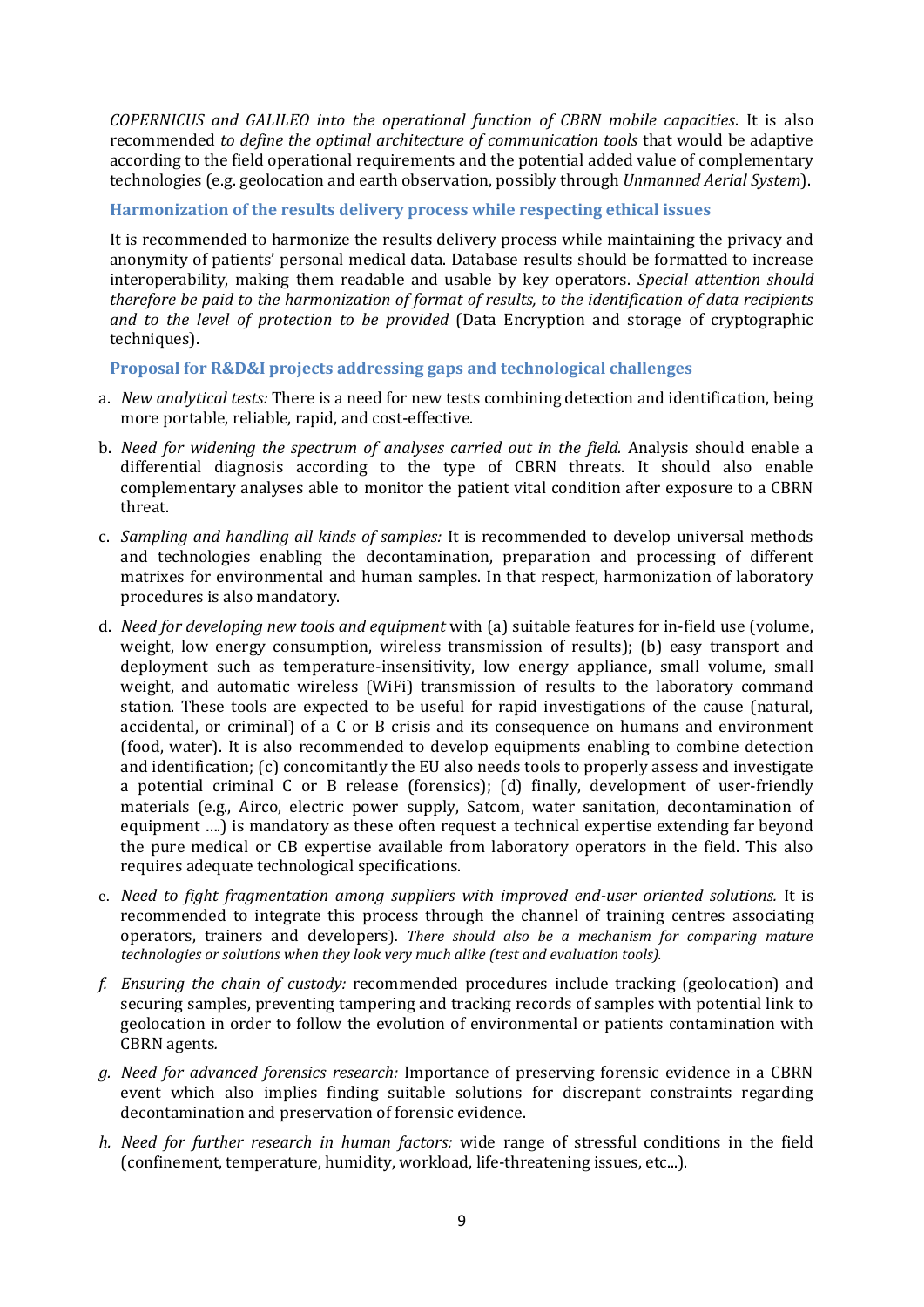*COPERNICUS and GALILEO into the operational function of CBRN mobile capacities*. It is also recommended *to define the optimal architecture of communication tools* that would be adaptive according to the field operational requirements and the potential added value of complementary technologies (e.g. geolocation and earth observation, possibly through *Unmanned Aerial System*).

### Harmonization of the results delivery process while respecting ethical issues

It is recommended to harmonize the results delivery process while maintaining the privacy and anonymity of patients' personal medical data. Database results should be formatted to increase interoperability, making them readable and usable by key operators. *Special attention should therefore be paid to the harmonization of format of results, to the identification of data recipients and to the level of protection to be provided* (Data Encryption and storage of cryptographic techniques).

### Proposal for R&D&I projects addressing gaps and technological challenges

a. *New analytical tests:* There is a need for new tests combining detection and identification, being more portable, reliable, rapid, and cost-effective.

b. *Need for widening the spectrum of analyses carried out in the field.* Analysis should enable a differential diagnosis according to the type of CBRN threats. It should also enable complementary analyses able to monitor the patient vital condition after exposure to a CBRN threat.

c. *Sampling and handling all kinds of samples:* It is recommended to develop universal methods and technologies enabling the decontamination, preparation and processing of different matrixes for environmental and human samples. In that respect, harmonization of laboratory procedures is also mandatory.

d. *Need for developing new tools and equipment* with (a) suitable features for in-field use (volume, weight, low energy consumption, wireless transmission of results); (b) easy transport and deployment such as temperature-insensitivity, low energy appliance, small volume, small weight, and automatic wireless (WiFi) transmission of results to the laboratory command station. These tools are expected to be useful for rapid investigations of the cause (natural, accidental, or criminal) of a C or B crisis and its consequence on humans and environment (food, water). It is also recommended to develop equipments enabling to combine detection and identification; (c) concomitantly the EU also needs tools to properly assess and investigate a potential criminal C or B release (forensics); (d) finally, development of user-friendly materials (e.g., Airco, electric power supply, Satcom, water sanitation, decontamination of equipment ….) is mandatory as these often request a technical expertise extending far beyond the pure medical or CB expertise available from laboratory operators in the field. This also requires adequate technological specifications.

e. *Need to fight fragmentation among suppliers with improved end-user oriented solutions.* It is recommended to integrate this process through the channel of training centres associating operators, trainers and developers). *There should also be a mechanism for comparing mature technologies or solutions when they look very much alike (test and evaluation tools).*

f. *Ensuring the chain of custody:* recommended procedures include tracking (geolocation) and securing samples, preventing tampering and tracking records of samples with potential link to geolocation in order to follow the evolution of environmental or patients contamination with CBRN agents.

g. *Need for advanced forensics research:* Importance of preserving forensic evidence in a CBRN event which also implies finding suitable solutions for discrepant constraints regarding decontamination and preservation of forensic evidence.

h. *Need for further research in human factors:* wide range of stressful conditions in the field (confinement, temperature, humidity, workload, life-threatening issues, etc...).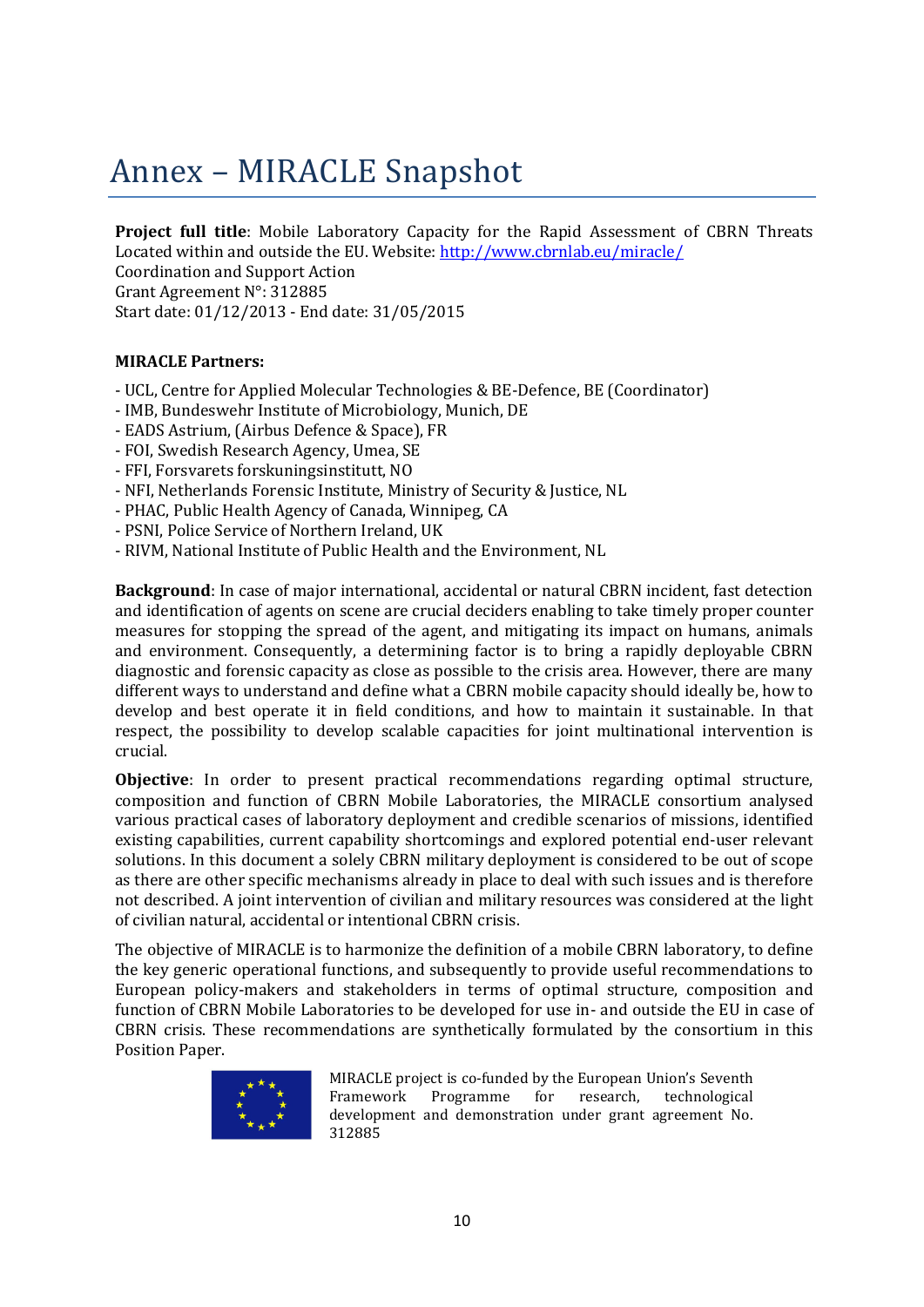# Annex – MIRACLE Snapshot

**Project full title**: Mobile Laboratory Capacity for the Rapid Assessment of CBRN Threats Located within and outside the EU. Website: [http://www.cbrnlab.eu/miracle/](http://www.cbrnlab.eu/miracle/)
Coordination and Support Action
Grant Agreement N°: 312885
Start date: 01/12/2013 - End date: 31/05/2015

**MIRACLE Partners:**

- UCL, Centre for Applied Molecular Technologies & BE-Defence, BE (Coordinator)
- IMB, Bundeswehr Institute of Microbiology, Munich, DE
- EADS Astrium, (Airbus Defence & Space), FR
- FOI, Swedish Research Agency, Umea, SE
- FFI, Forsvarets forskuningsinstitutt, NO
- NFI, Netherlands Forensic Institute, Ministry of Security & Justice, NL
- PHAC, Public Health Agency of Canada, Winnipeg, CA
- PSNI, Police Service of Northern Ireland, UK
- RIVM, National Institute of Public Health and the Environment, NL

**Background**: In case of major international, accidental or natural CBRN incident, fast detection and identification of agents on scene are crucial deciders enabling to take timely proper counter measures for stopping the spread of the agent, and mitigating its impact on humans, animals and environment. Consequently, a determining factor is to bring a rapidly deployable CBRN diagnostic and forensic capacity as close as possible to the crisis area. However, there are many different ways to understand and define what a CBRN mobile capacity should ideally be, how to develop and best operate it in field conditions, and how to maintain it sustainable. In that respect, the possibility to develop scalable capacities for joint multinational intervention is crucial.

**Objective**: In order to present practical recommendations regarding optimal structure, composition and function of CBRN Mobile Laboratories, the MIRACLE consortium analysed various practical cases of laboratory deployment and credible scenarios of missions, identified existing capabilities, current capability shortcomings and explored potential end-user relevant solutions. In this document a solely CBRN military deployment is considered to be out of scope as there are other specific mechanisms already in place to deal with such issues and is therefore not described. A joint intervention of civilian and military resources was considered at the light of civilian natural, accidental or intentional CBRN crisis.

The objective of MIRACLE is to harmonize the definition of a mobile CBRN laboratory, to define the key generic operational functions, and subsequently to provide useful recommendations to European policy-makers and stakeholders in terms of optimal structure, composition and function of CBRN Mobile Laboratories to be developed for use in- and outside the EU in case of CBRN crisis. These recommendations are synthetically formulated by the consortium in this Position Paper.

MIRACLE project is co-funded by the European Union's Seventh Framework Programme for research, technological development and demonstration under grant agreement No. 312885